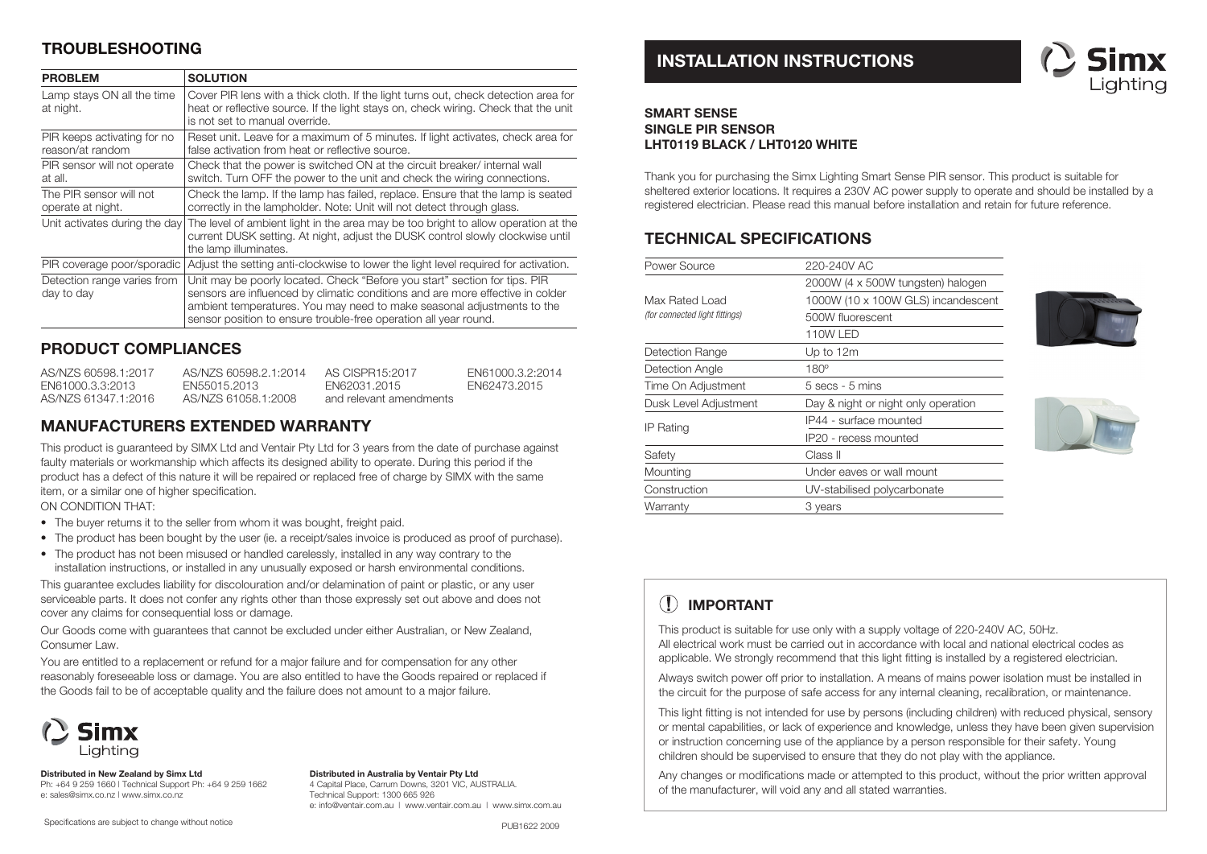## TROUBLESHOOTING

| PROBLEM | SOLUTION |
|---|---|
| Lamp stays ON all the time at night. | Cover PIR lens with a thick cloth. If the light turns out, check detection area for heat or reflective source. If the light stays on, check wiring. Check that the unit is not set to manual override. |
| PIR keeps activating for no reason/at random | Reset unit. Leave for a maximum of 5 minutes. If light activates, check area for false activation from heat or reflective source. |
| PIR sensor will not operate at all. | Check that the power is switched ON at the circuit breaker/ internal wall switch. Turn OFF the power to the unit and check the wiring connections. |
| The PIR sensor will not operate at night. | Check the lamp. If the lamp has failed, replace. Ensure that the lamp is seated correctly in the lampholder. Note: Unit will not detect through glass. |
| Unit activates during the day | The level of ambient light in the area may be too bright to allow operation at the current DUSK setting. At night, adjust the DUSK control slowly clockwise until the lamp illuminates. |
| PIR coverage poor/sporadic | Adjust the setting anti-clockwise to lower the light level required for activation. |
| Detection range varies from day to day | Unit may be poorly located. Check "Before you start" section for tips. PIR sensors are influenced by climatic conditions and are more effective in colder ambient temperatures. You may need to make seasonal adjustments to the sensor position to ensure trouble-free operation all year round. |

## PRODUCT COMPLIANCES

AS/NZS 60598.1:2017
EN61000.3.3:2013
AS/NZS 61347.1:2016
AS/NZS 60598.2.1:2014
EN55015.2013
AS/NZS 61058.1:2008
AS CISPR15:2017
EN62031.2015
and relevant amendments
EN61000.3.2:2014
EN62473.2015

## MANUFACTURERS EXTENDED WARRANTY

This product is guaranteed by SIMX Ltd and Ventair Pty Ltd for 3 years from the date of purchase against faulty materials or workmanship which affects its designed ability to operate. During this period if the product has a defect of this nature it will be repaired or replaced free of charge by SIMX with the same item, or a similar one of higher specification.

ON CONDITION THAT:

- The buyer returns it to the seller from whom it was bought, freight paid.
- The product has been bought by the user (ie. a receipt/sales invoice is produced as proof of purchase).
- The product has not been misused or handled carelessly, installed in any way contrary to the installation instructions, or installed in any unusually exposed or harsh environmental conditions.

This guarantee excludes liability for discolouration and/or delamination of paint or plastic, or any user serviceable parts. It does not confer any rights other than those expressly set out above and does not cover any claims for consequential loss or damage.

Our Goods come with guarantees that cannot be excluded under either Australian, or New Zealand, Consumer Law.

You are entitled to a replacement or refund for a major failure and for compensation for any other reasonably foreseeable loss or damage. You are also entitled to have the Goods repaired or replaced if the Goods fail to be of acceptable quality and the failure does not amount to a major failure.

Simx Lighting

**Distributed in New Zealand by Simx Ltd**
Ph: +64 9 259 1660 | Technical Support Ph: +64 9 259 1662
e: sales@simx.co.nz | www.simx.co.nz

**Distributed in Australia by Ventair Pty Ltd**
4 Capital Place, Carrum Downs, 3201 VIC, AUSTRALIA.
Technical Support: 1300 665 926
e: info@ventair.com.au | www.ventair.com.au | www.simx.com.au

Specifications are subject to change without notice

PUB1622 2009

# INSTALLATION INSTRUCTIONS

Simx Lighting

**SMART SENSE**
**SINGLE PIR SENSOR**
**LHT0119 BLACK / LHT0120 WHITE**

Thank you for purchasing the Simx Lighting Smart Sense PIR sensor. This product is suitable for sheltered exterior locations. It requires a 230V AC power supply to operate and should be installed by a registered electrician. Please read this manual before installation and retain for future reference.

## TECHNICAL SPECIFICATIONS

| | |
|---|---|
| Power Source | 220-240V AC |
| Max Rated Load *(for connected light fittings)* | 2000W (4 x 500W tungsten) halogen |
| | 1000W (10 x 100W GLS) incandescent |
| | 500W fluorescent |
| | 110W LED |
| Detection Range | Up to 12m |
| Detection Angle | 180º |
| Time On Adjustment | 5 secs - 5 mins |
| Dusk Level Adjustment | Day & night or night only operation |
| IP Rating | IP44 - surface mounted |
| | IP20 - recess mounted |
| Safety | Class II |
| Mounting | Under eaves or wall mount |
| Construction | UV-stabilised polycarbonate |
| Warranty | 3 years |

## IMPORTANT

This product is suitable for use only with a supply voltage of 220-240V AC, 50Hz.
All electrical work must be carried out in accordance with local and national electrical codes as applicable. We strongly recommend that this light fitting is installed by a registered electrician.

Always switch power off prior to installation. A means of mains power isolation must be installed in the circuit for the purpose of safe access for any internal cleaning, recalibration, or maintenance.

This light fitting is not intended for use by persons (including children) with reduced physical, sensory or mental capabilities, or lack of experience and knowledge, unless they have been given supervision or instruction concerning use of the appliance by a person responsible for their safety. Young children should be supervised to ensure that they do not play with the appliance.

Any changes or modifications made or attempted to this product, without the prior written approval of the manufacturer, will void any and all stated warranties.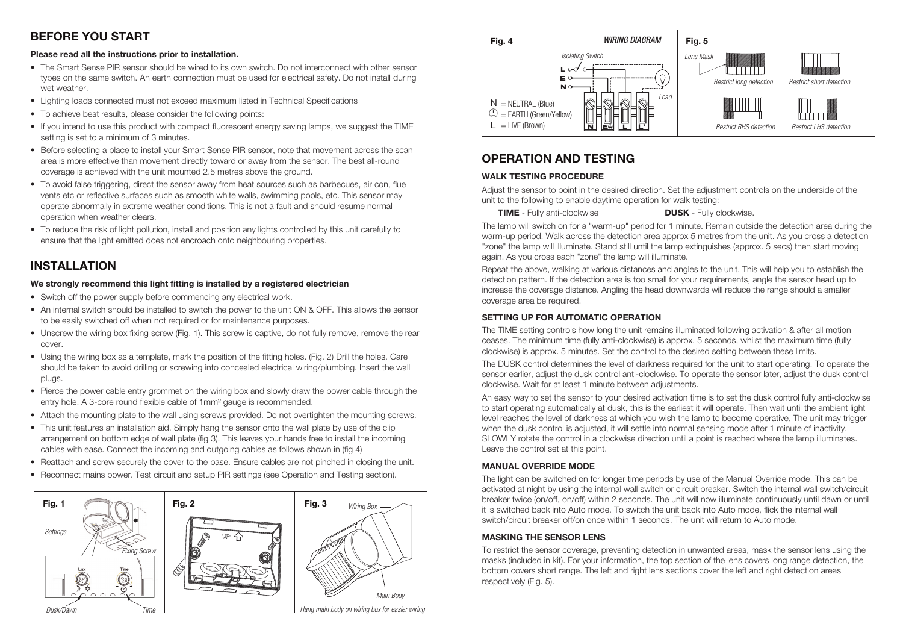## BEFORE YOU START

**Please read all the instructions prior to installation.**

- The Smart Sense PIR sensor should be wired to its own switch. Do not interconnect with other sensor types on the same switch. An earth connection must be used for electrical safety. Do not install during wet weather.
- Lighting loads connected must not exceed maximum listed in Technical Specifications
- To achieve best results, please consider the following points:
- If you intend to use this product with compact fluorescent energy saving lamps, we suggest the TIME setting is set to a minimum of 3 minutes.
- Before selecting a place to install your Smart Sense PIR sensor, note that movement across the scan area is more effective than movement directly toward or away from the sensor. The best all-round coverage is achieved with the unit mounted 2.5 metres above the ground.
- To avoid false triggering, direct the sensor away from heat sources such as barbecues, air con, flue vents etc or reflective surfaces such as smooth white walls, swimming pools, etc. This sensor may operate abnormally in extreme weather conditions. This is not a fault and should resume normal operation when weather clears.
- To reduce the risk of light pollution, install and position any lights controlled by this unit carefully to ensure that the light emitted does not encroach onto neighbouring properties.

## INSTALLATION

**We strongly recommend this light fitting is installed by a registered electrician**

- Switch off the power supply before commencing any electrical work.
- An internal switch should be installed to switch the power to the unit ON & OFF. This allows the sensor to be easily switched off when not required or for maintenance purposes.
- Unscrew the wiring box fixing screw (Fig. 1). This screw is captive, do not fully remove, remove the rear cover.
- Using the wiring box as a template, mark the position of the fitting holes. (Fig. 2) Drill the holes. Care should be taken to avoid drilling or screwing into concealed electrical wiring/plumbing. Insert the wall plugs.
- Pierce the power cable entry grommet on the wiring box and slowly draw the power cable through the entry hole. A 3-core round flexible cable of 1mm² gauge is recommended.
- Attach the mounting plate to the wall using screws provided. Do not overtighten the mounting screws.
- This unit features an installation aid. Simply hang the sensor onto the wall plate by use of the clip arrangement on bottom edge of wall plate (fig 3). This leaves your hands free to install the incoming cables with ease. Connect the incoming and outgoing cables as follows shown in (fig 4)
- Reattach and screw securely the cover to the base. Ensure cables are not pinched in closing the unit.
- Reconnect mains power. Test circuit and setup PIR settings (see Operation and Testing section).

**Fig. 1**

Settings

Fixing Screw

Lux

Time

Dusk/Dawn

Time

**Fig. 2**

UP

**Fig. 3**

Wiring Box

Main Body

*Hang main body on wiring box for easier wiring*

**Fig. 4** *WIRING DIAGRAM*

*Isolating Switch*

L

E

N

*Load*

N = NEUTRAL (Blue)

⏚ = EARTH (Green/Yellow)

L = LIVE (Brown)

N ⏚ L L'

**Fig. 5**

*Lens Mask*

*Restrict long detection*

*Restrict short detection*

*Restrict RHS detection*

*Restrict LHS detection*

## OPERATION AND TESTING

### WALK TESTING PROCEDURE

Adjust the sensor to point in the desired direction. Set the adjustment controls on the underside of the unit to the following to enable daytime operation for walk testing:

**TIME** - Fully anti-clockwise **DUSK** - Fully clockwise.

The lamp will switch on for a "warm-up" period for 1 minute. Remain outside the detection area during the warm-up period. Walk across the detection area approx 5 metres from the unit. As you cross a detection "zone" the lamp will illuminate. Stand still until the lamp extinguishes (approx. 5 secs) then start moving again. As you cross each "zone" the lamp will illuminate.

Repeat the above, walking at various distances and angles to the unit. This will help you to establish the detection pattern. If the detection area is too small for your requirements, angle the sensor head up to increase the coverage distance. Angling the head downwards will reduce the range should a smaller coverage area be required.

### SETTING UP FOR AUTOMATIC OPERATION

The TIME setting controls how long the unit remains illuminated following activation & after all motion ceases. The minimum time (fully anti-clockwise) is approx. 5 seconds, whilst the maximum time (fully clockwise) is approx. 5 minutes. Set the control to the desired setting between these limits.

The DUSK control determines the level of darkness required for the unit to start operating. To operate the sensor earlier, adjust the dusk control anti-clockwise. To operate the sensor later, adjust the dusk control clockwise. Wait for at least 1 minute between adjustments.

An easy way to set the sensor to your desired activation time is to set the dusk control fully anti-clockwise to start operating automatically at dusk, this is the earliest it will operate. Then wait until the ambient light level reaches the level of darkness at which you wish the lamp to become operative, The unit may trigger when the dusk control is adjusted, it will settle into normal sensing mode after 1 minute of inactivity. SLOWLY rotate the control in a clockwise direction until a point is reached where the lamp illuminates. Leave the control set at this point.

### MANUAL OVERRIDE MODE

The light can be switched on for longer time periods by use of the Manual Override mode. This can be activated at night by using the internal wall switch or circuit breaker. Switch the internal wall switch/circuit breaker twice (on/off, on/off) within 2 seconds. The unit will now illuminate continuously until dawn or until it is switched back into Auto mode. To switch the unit back into Auto mode, flick the internal wall switch/circuit breaker off/on once within 1 seconds. The unit will return to Auto mode.

### MASKING THE SENSOR LENS

To restrict the sensor coverage, preventing detection in unwanted areas, mask the sensor lens using the masks (included in kit). For your information, the top section of the lens covers long range detection, the bottom covers short range. The left and right lens sections cover the left and right detection areas respectively (Fig. 5).